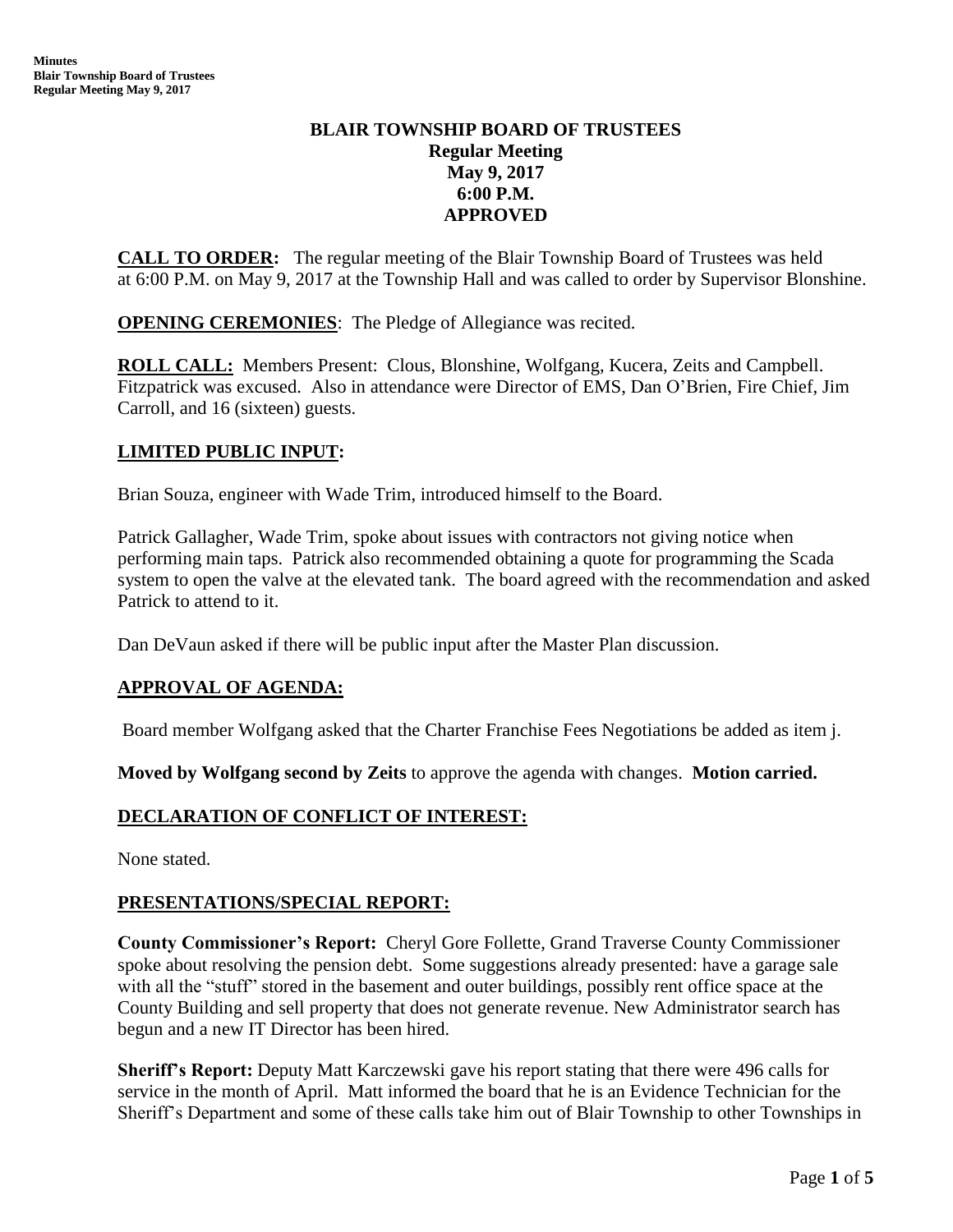# BLAIR TOWNSHIP BOARD OF TRUSTEES
## Regular Meeting
## May 9, 2017
## 6:00 P.M.
## APPROVED

**CALL TO ORDER:** The regular meeting of the Blair Township Board of Trustees was held at 6:00 P.M. on May 9, 2017 at the Township Hall and was called to order by Supervisor Blonshine.

**OPENING CEREMONIES**: The Pledge of Allegiance was recited.

**ROLL CALL:** Members Present: Clous, Blonshine, Wolfgang, Kucera, Zeits and Campbell. Fitzpatrick was excused. Also in attendance were Director of EMS, Dan O'Brien, Fire Chief, Jim Carroll, and 16 (sixteen) guests.

## LIMITED PUBLIC INPUT:

Brian Souza, engineer with Wade Trim, introduced himself to the Board.

Patrick Gallagher, Wade Trim, spoke about issues with contractors not giving notice when performing main taps. Patrick also recommended obtaining a quote for programming the Scada system to open the valve at the elevated tank. The board agreed with the recommendation and asked Patrick to attend to it.

Dan DeVaun asked if there will be public input after the Master Plan discussion.

## APPROVAL OF AGENDA:

Board member Wolfgang asked that the Charter Franchise Fees Negotiations be added as item j.

**Moved by Wolfgang second by Zeits** to approve the agenda with changes. **Motion carried.**

## DECLARATION OF CONFLICT OF INTEREST:

None stated.

## PRESENTATIONS/SPECIAL REPORT:

**County Commissioner's Report:** Cheryl Gore Follette, Grand Traverse County Commissioner spoke about resolving the pension debt. Some suggestions already presented: have a garage sale with all the "stuff" stored in the basement and outer buildings, possibly rent office space at the County Building and sell property that does not generate revenue. New Administrator search has begun and a new IT Director has been hired.

**Sheriff's Report:** Deputy Matt Karczewski gave his report stating that there were 496 calls for service in the month of April. Matt informed the board that he is an Evidence Technician for the Sheriff's Department and some of these calls take him out of Blair Township to other Townships in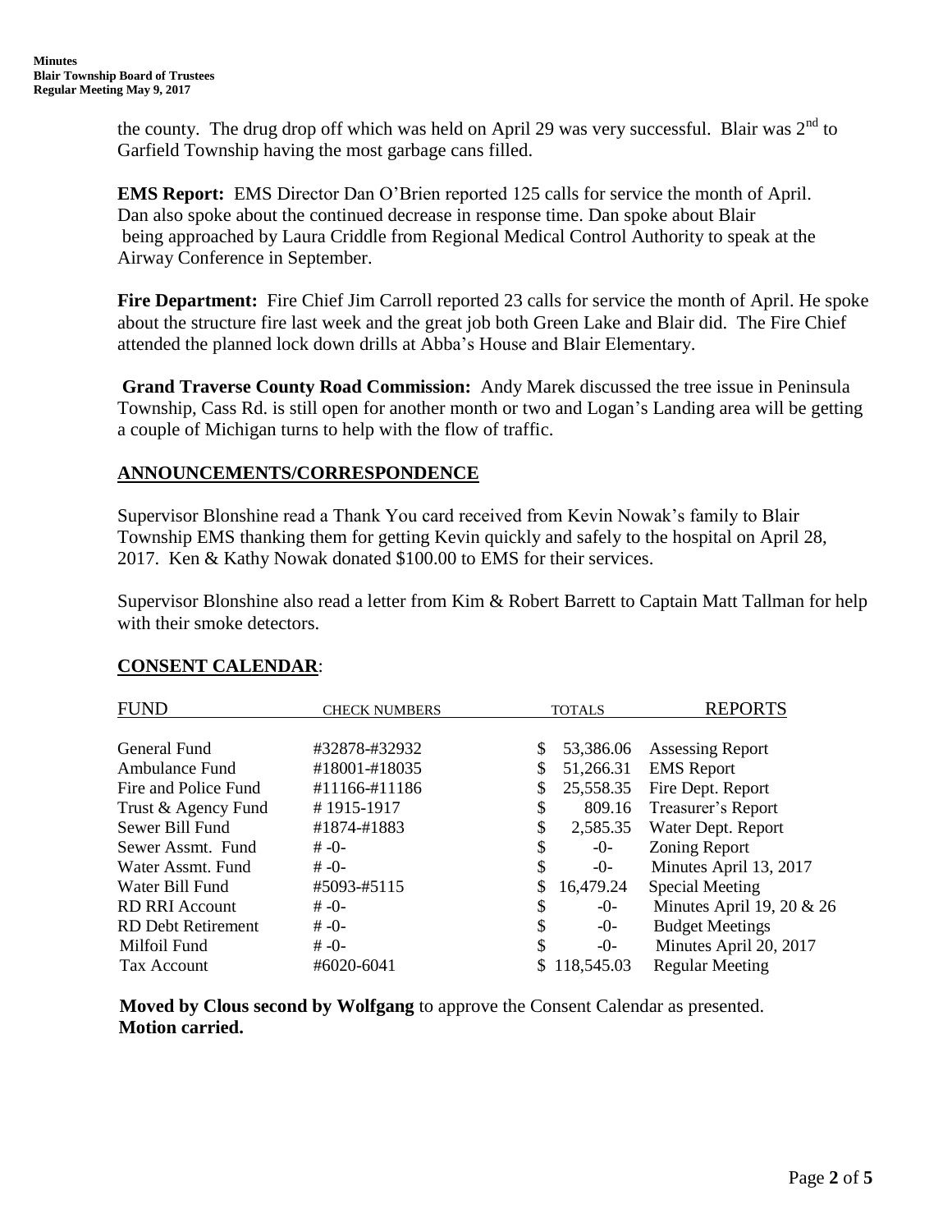the county. The drug drop off which was held on April 29 was very successful. Blair was 2nd to Garfield Township having the most garbage cans filled.

**EMS Report:** EMS Director Dan O'Brien reported 125 calls for service the month of April. Dan also spoke about the continued decrease in response time. Dan spoke about Blair being approached by Laura Criddle from Regional Medical Control Authority to speak at the Airway Conference in September.

**Fire Department:** Fire Chief Jim Carroll reported 23 calls for service the month of April. He spoke about the structure fire last week and the great job both Green Lake and Blair did. The Fire Chief attended the planned lock down drills at Abba's House and Blair Elementary.

**Grand Traverse County Road Commission:** Andy Marek discussed the tree issue in Peninsula Township, Cass Rd. is still open for another month or two and Logan's Landing area will be getting a couple of Michigan turns to help with the flow of traffic.

## ANNOUNCEMENTS/CORRESPONDENCE

Supervisor Blonshine read a Thank You card received from Kevin Nowak's family to Blair Township EMS thanking them for getting Kevin quickly and safely to the hospital on April 28, 2017. Ken & Kathy Nowak donated $100.00 to EMS for their services.

Supervisor Blonshine also read a letter from Kim & Robert Barrett to Captain Matt Tallman for help with their smoke detectors.

## CONSENT CALENDAR:

| FUND | CHECK NUMBERS | TOTALS | REPORTS |
|---|---|---|---|
| General Fund | #32878-#32932 | $ 53,386.06 | Assessing Report |
| Ambulance Fund | #18001-#18035 | $ 51,266.31 | EMS Report |
| Fire and Police Fund | #11166-#11186 | $ 25,558.35 | Fire Dept. Report |
| Trust & Agency Fund | # 1915-1917 | $ 809.16 | Treasurer's Report |
| Sewer Bill Fund | #1874-#1883 | $ 2,585.35 | Water Dept. Report |
| Sewer Assmt. Fund | # -0- | $ -0- | Zoning Report |
| Water Assmt. Fund | # -0- | $ -0- | Minutes April 13, 2017 |
| Water Bill Fund | #5093-#5115 | $ 16,479.24 | Special Meeting |
| RD RRI Account | # -0- | $ -0- | Minutes April 19, 20 & 26 |
| RD Debt Retirement | # -0- | $ -0- | Budget Meetings |
| Milfoil Fund | # -0- | $ -0- | Minutes April 20, 2017 |
| Tax Account | #6020-6041 | $ 118,545.03 | Regular Meeting |

**Moved by Clous second by Wolfgang** to approve the Consent Calendar as presented. **Motion carried.**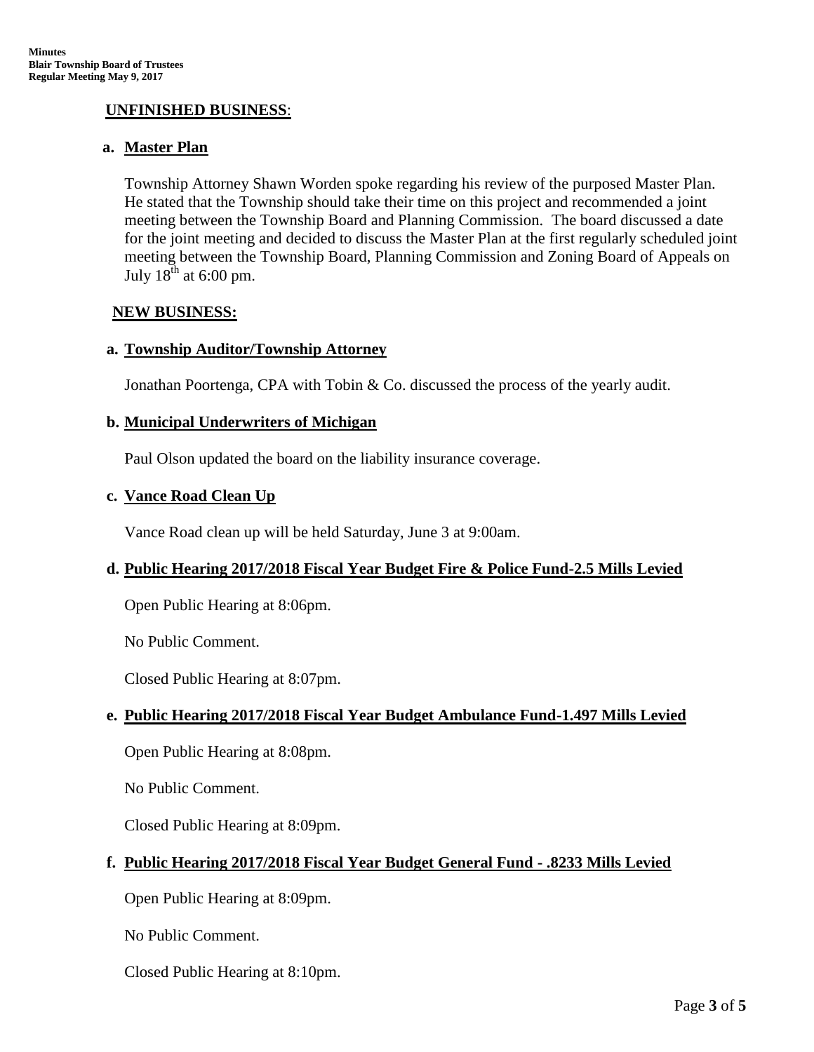## UNFINISHED BUSINESS:

### a. Master Plan

Township Attorney Shawn Worden spoke regarding his review of the purposed Master Plan. He stated that the Township should take their time on this project and recommended a joint meeting between the Township Board and Planning Commission. The board discussed a date for the joint meeting and decided to discuss the Master Plan at the first regularly scheduled joint meeting between the Township Board, Planning Commission and Zoning Board of Appeals on July 18th at 6:00 pm.

## NEW BUSINESS:

### a. Township Auditor/Township Attorney

Jonathan Poortenga, CPA with Tobin & Co. discussed the process of the yearly audit.

### b. Municipal Underwriters of Michigan

Paul Olson updated the board on the liability insurance coverage.

### c. Vance Road Clean Up

Vance Road clean up will be held Saturday, June 3 at 9:00am.

### d. Public Hearing 2017/2018 Fiscal Year Budget Fire & Police Fund-2.5 Mills Levied

Open Public Hearing at 8:06pm.

No Public Comment.

Closed Public Hearing at 8:07pm.

### e. Public Hearing 2017/2018 Fiscal Year Budget Ambulance Fund-1.497 Mills Levied

Open Public Hearing at 8:08pm.

No Public Comment.

Closed Public Hearing at 8:09pm.

### f. Public Hearing 2017/2018 Fiscal Year Budget General Fund - .8233 Mills Levied

Open Public Hearing at 8:09pm.

No Public Comment.

Closed Public Hearing at 8:10pm.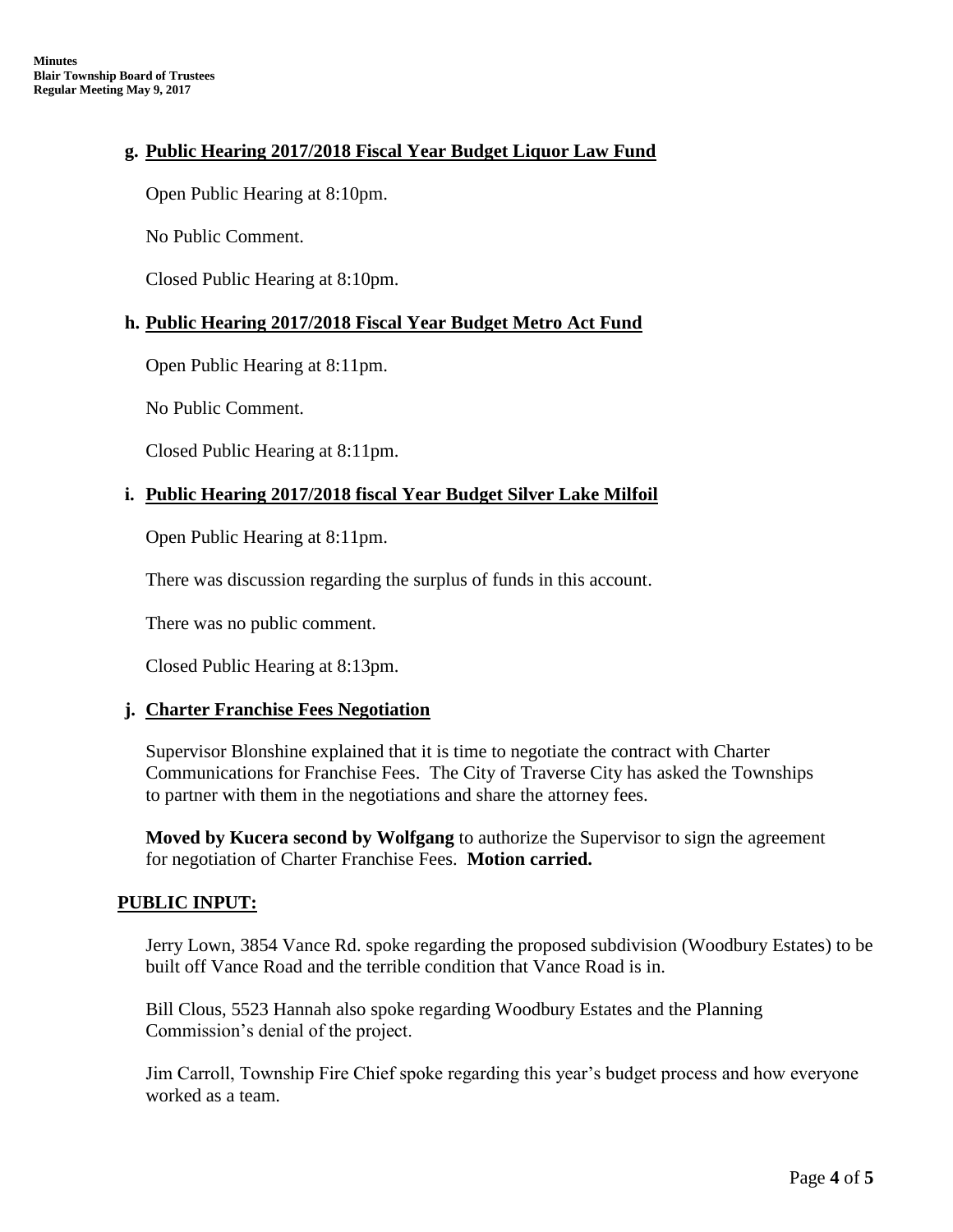**g. Public Hearing 2017/2018 Fiscal Year Budget Liquor Law Fund**

Open Public Hearing at 8:10pm.

No Public Comment.

Closed Public Hearing at 8:10pm.

**h. Public Hearing 2017/2018 Fiscal Year Budget Metro Act Fund**

Open Public Hearing at 8:11pm.

No Public Comment.

Closed Public Hearing at 8:11pm.

**i. Public Hearing 2017/2018 fiscal Year Budget Silver Lake Milfoil**

Open Public Hearing at 8:11pm.

There was discussion regarding the surplus of funds in this account.

There was no public comment.

Closed Public Hearing at 8:13pm.

**j. Charter Franchise Fees Negotiation**

Supervisor Blonshine explained that it is time to negotiate the contract with Charter Communications for Franchise Fees. The City of Traverse City has asked the Townships to partner with them in the negotiations and share the attorney fees.

**Moved by Kucera second by Wolfgang** to authorize the Supervisor to sign the agreement for negotiation of Charter Franchise Fees. **Motion carried.**

**PUBLIC INPUT:**

Jerry Lown, 3854 Vance Rd. spoke regarding the proposed subdivision (Woodbury Estates) to be built off Vance Road and the terrible condition that Vance Road is in.

Bill Clous, 5523 Hannah also spoke regarding Woodbury Estates and the Planning Commission's denial of the project.

Jim Carroll, Township Fire Chief spoke regarding this year's budget process and how everyone worked as a team.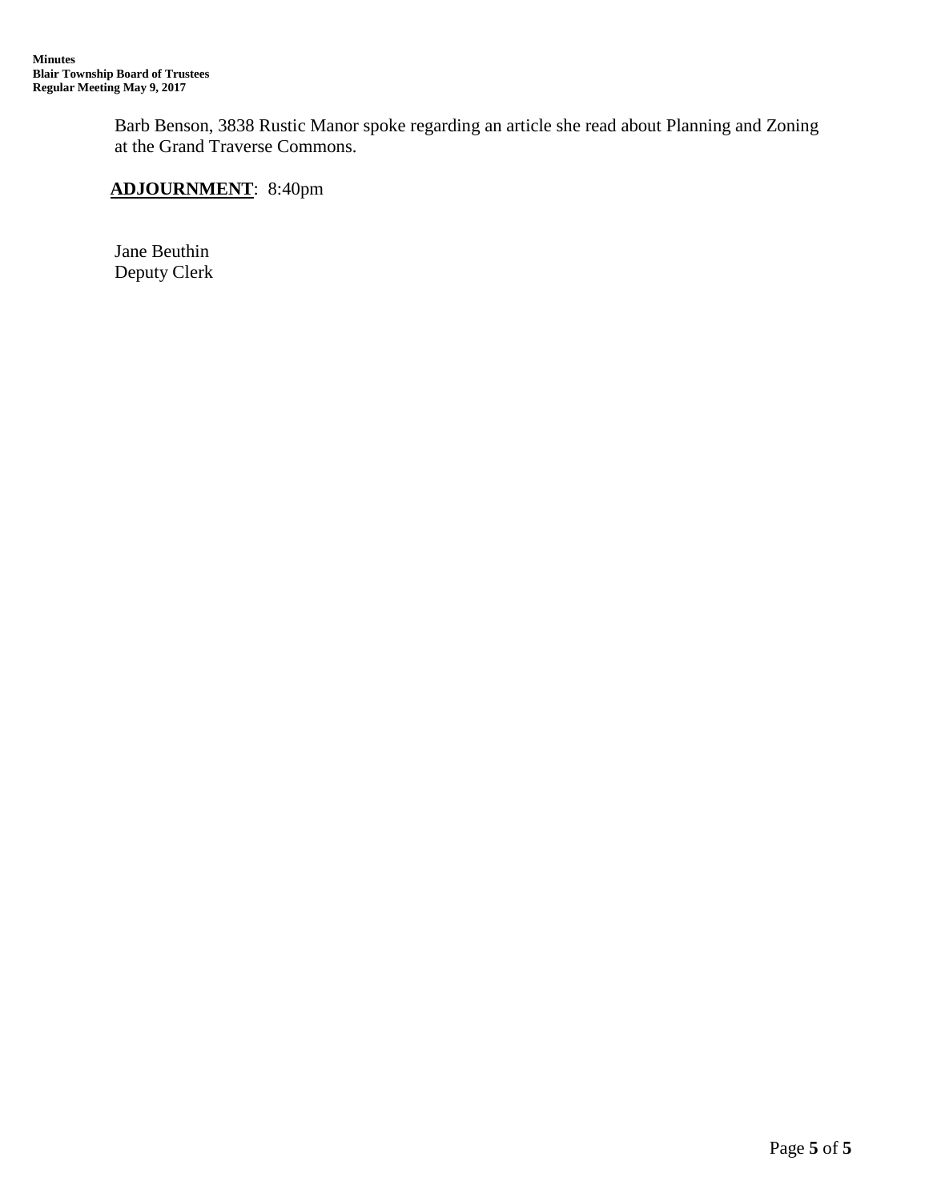Barb Benson, 3838 Rustic Manor spoke regarding an article she read about Planning and Zoning at the Grand Traverse Commons.

**ADJOURNMENT**: 8:40pm

Jane Beuthin
Deputy Clerk